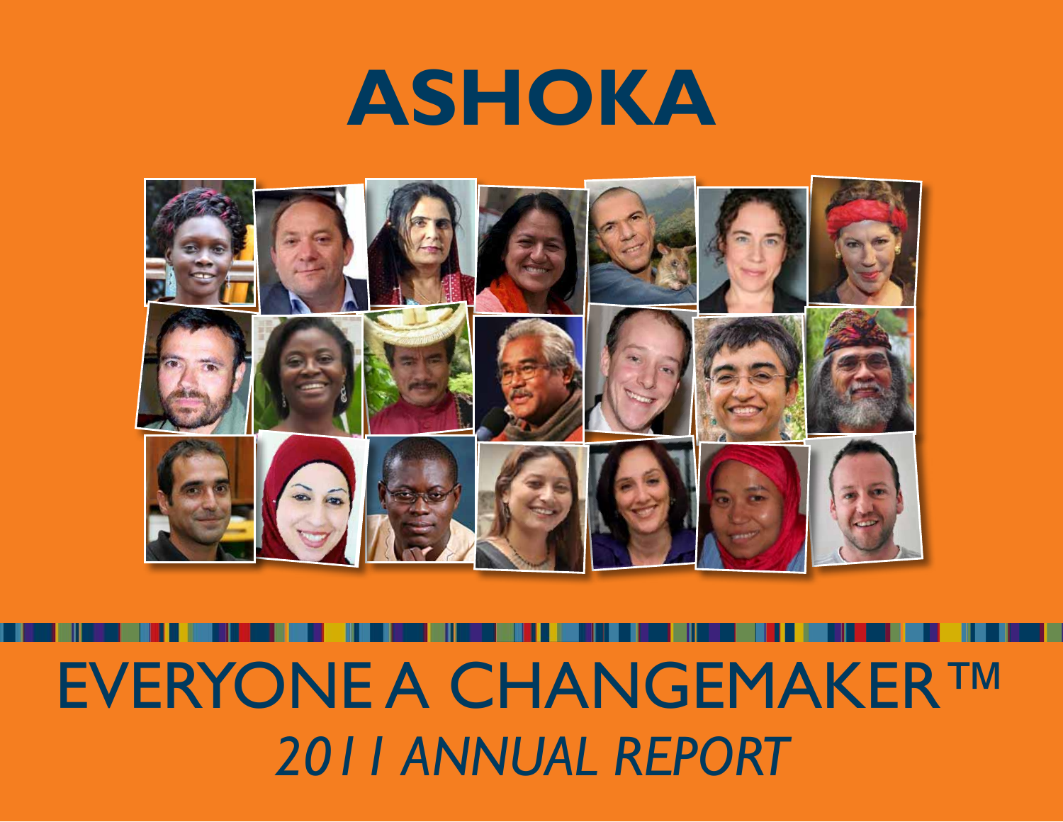# ASHOKA

## EVERYONE A CHANGEMAKER ™

*2011 ANNUAL REPORT*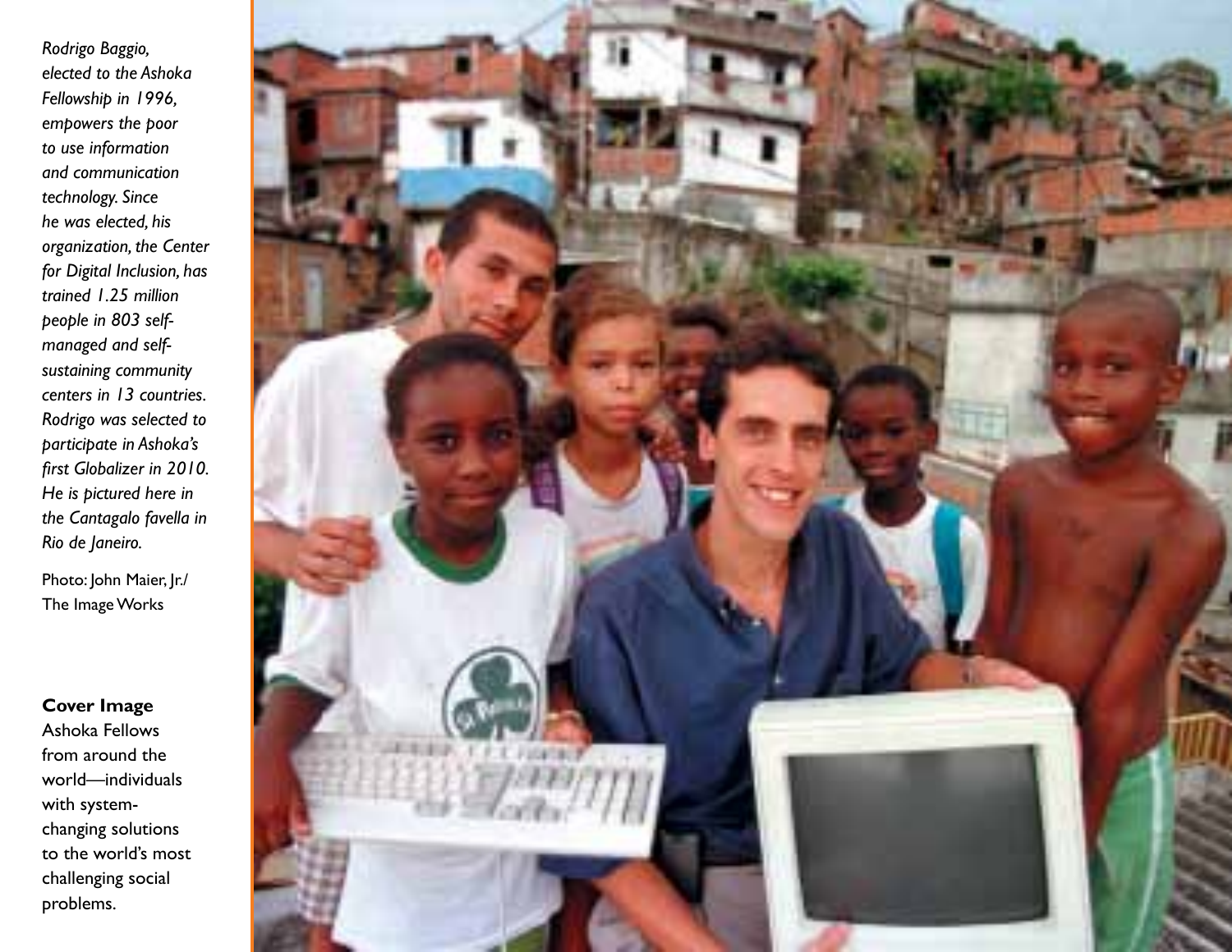*Rodrigo Baggio, elected to the Ashoka Fellowship in 1996, empowers the poor to use information and communication technology. Since he was elected, his organization, the Center for Digital Inclusion, has trained 1.25 million people in 803 self-managed and self-sustaining community centers in 13 countries. Rodrigo was selected to participate in Ashoka's first Globalizer in 2010. He is pictured here in the Cantagalo favella in Rio de Janeiro.*

Photo: John Maier, Jr./ The Image Works

**Cover Image**
Ashoka Fellows from around the world—individuals with system-changing solutions to the world's most challenging social problems.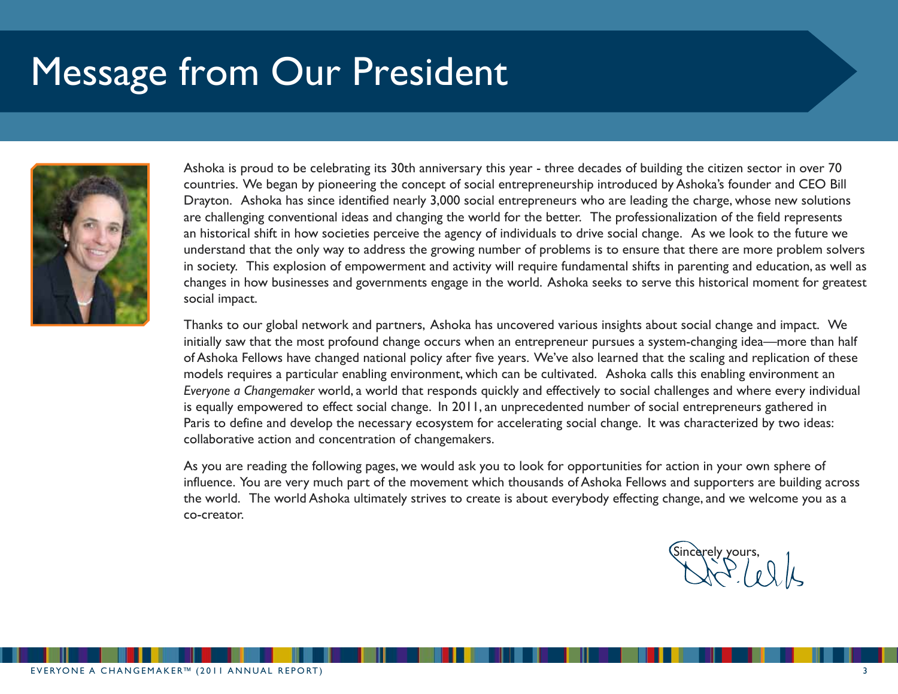# Message from Our President

Ashoka is proud to be celebrating its 30th anniversary this year - three decades of building the citizen sector in over 70 countries. We began by pioneering the concept of social entrepreneurship introduced by Ashoka's founder and CEO Bill Drayton. Ashoka has since identified nearly 3,000 social entrepreneurs who are leading the charge, whose new solutions are challenging conventional ideas and changing the world for the better. The professionalization of the field represents an historical shift in how societies perceive the agency of individuals to drive social change. As we look to the future we understand that the only way to address the growing number of problems is to ensure that there are more problem solvers in society. This explosion of empowerment and activity will require fundamental shifts in parenting and education, as well as changes in how businesses and governments engage in the world. Ashoka seeks to serve this historical moment for greatest social impact.

Thanks to our global network and partners, Ashoka has uncovered various insights about social change and impact. We initially saw that the most profound change occurs when an entrepreneur pursues a system-changing idea—more than half of Ashoka Fellows have changed national policy after five years. We've also learned that the scaling and replication of these models requires a particular enabling environment, which can be cultivated. Ashoka calls this enabling environment an *Everyone a Changemaker* world, a world that responds quickly and effectively to social challenges and where every individual is equally empowered to effect social change. In 2011, an unprecedented number of social entrepreneurs gathered in Paris to define and develop the necessary ecosystem for accelerating social change. It was characterized by two ideas: collaborative action and concentration of changemakers.

As you are reading the following pages, we would ask you to look for opportunities for action in your own sphere of influence. You are very much part of the movement which thousands of Ashoka Fellows and supporters are building across the world. The world Ashoka ultimately strives to create is about everybody effecting change, and we welcome you as a co-creator.

Sincerely yours,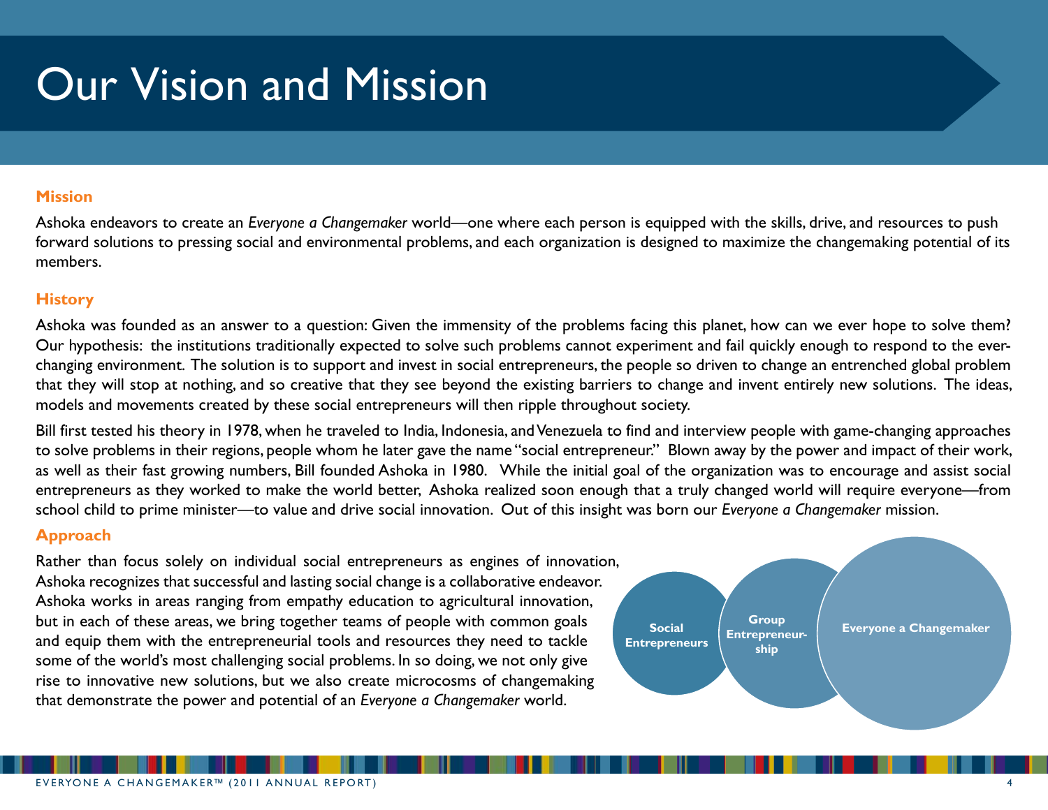# Our Vision and Mission

## Mission

Ashoka endeavors to create an *Everyone a Changemaker* world—one where each person is equipped with the skills, drive, and resources to push forward solutions to pressing social and environmental problems, and each organization is designed to maximize the changemaking potential of its members.

## History

Ashoka was founded as an answer to a question: Given the immensity of the problems facing this planet, how can we ever hope to solve them? Our hypothesis: the institutions traditionally expected to solve such problems cannot experiment and fail quickly enough to respond to the ever-changing environment. The solution is to support and invest in social entrepreneurs, the people so driven to change an entrenched global problem that they will stop at nothing, and so creative that they see beyond the existing barriers to change and invent entirely new solutions. The ideas, models and movements created by these social entrepreneurs will then ripple throughout society.

Bill first tested his theory in 1978, when he traveled to India, Indonesia, and Venezuela to find and interview people with game-changing approaches to solve problems in their regions, people whom he later gave the name "social entrepreneur." Blown away by the power and impact of their work, as well as their fast growing numbers, Bill founded Ashoka in 1980. While the initial goal of the organization was to encourage and assist social entrepreneurs as they worked to make the world better, Ashoka realized soon enough that a truly changed world will require everyone—from school child to prime minister—to value and drive social innovation. Out of this insight was born our *Everyone a Changemaker* mission.

## Approach

Rather than focus solely on individual social entrepreneurs as engines of innovation, Ashoka recognizes that successful and lasting social change is a collaborative endeavor. Ashoka works in areas ranging from empathy education to agricultural innovation, but in each of these areas, we bring together teams of people with common goals and equip them with the entrepreneurial tools and resources they need to tackle some of the world's most challenging social problems. In so doing, we not only give rise to innovative new solutions, but we also create microcosms of changemaking that demonstrate the power and potential of an *Everyone a Changemaker* world.

Social Entrepreneurs → Group Entrepreneurship → Everyone a Changemaker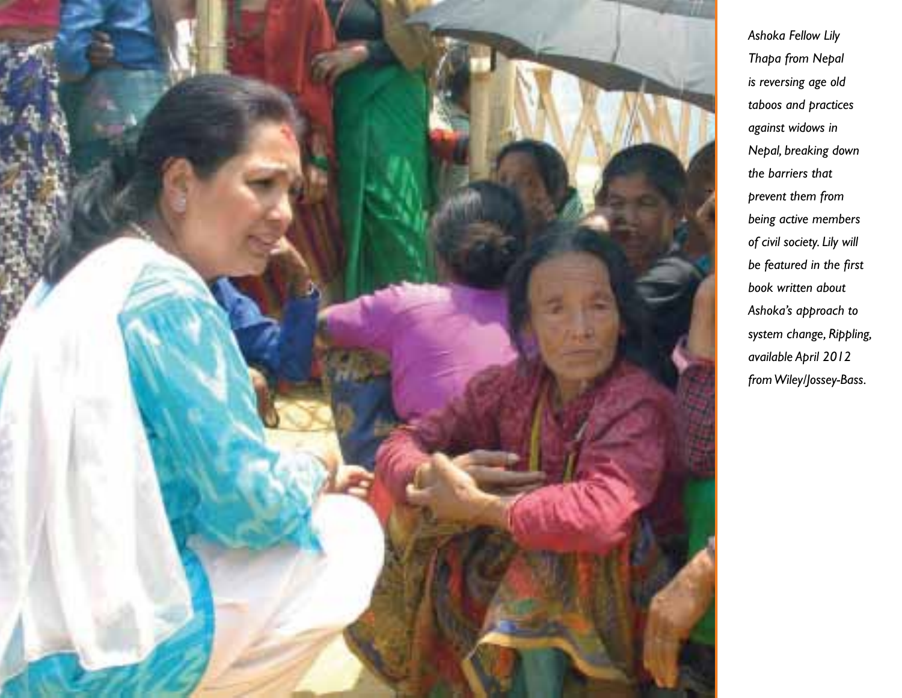*Ashoka Fellow Lily Thapa from Nepal is reversing age old taboos and practices against widows in Nepal, breaking down the barriers that prevent them from being active members of civil society. Lily will be featured in the first book written about Ashoka's approach to system change, Rippling, available April 2012 from Wiley/Jossey-Bass.*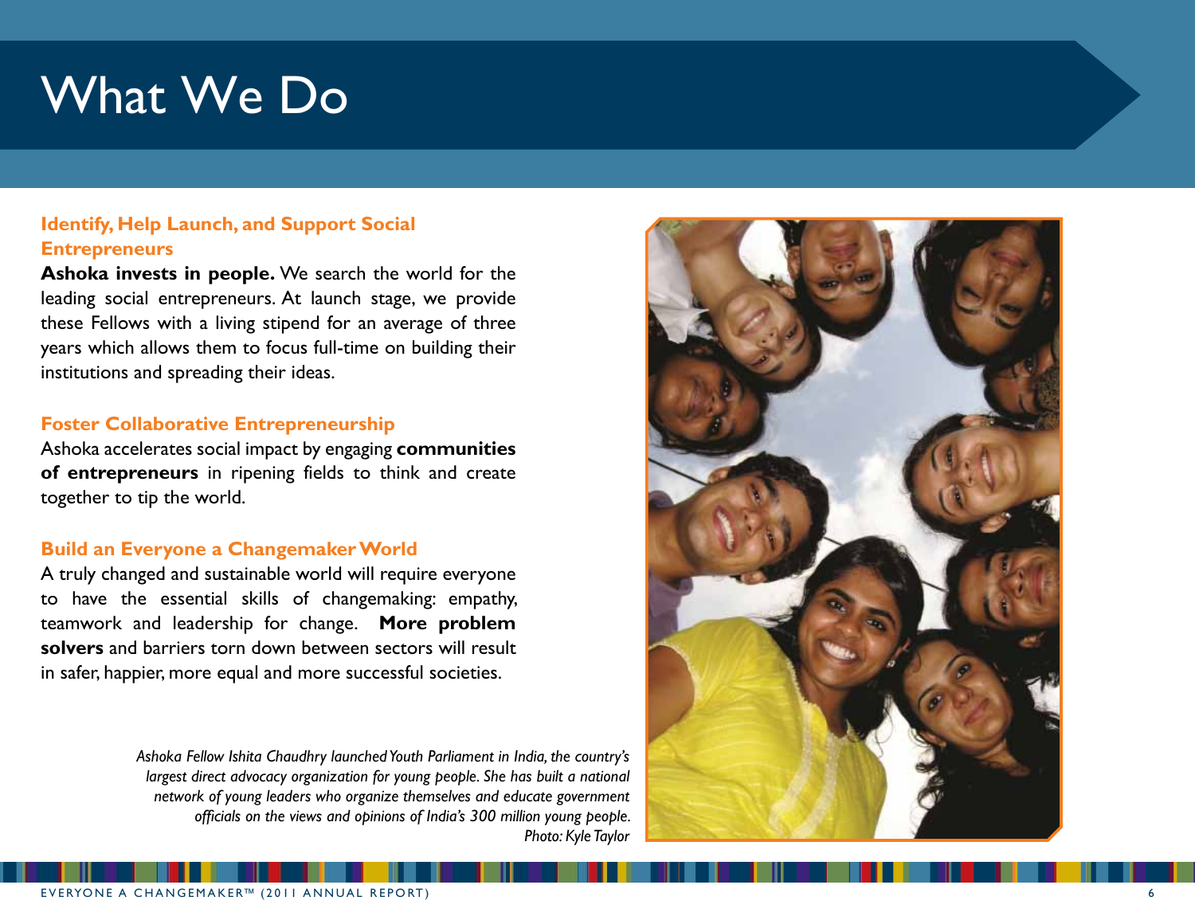# What We Do

### Identify, Help Launch, and Support Social Entrepreneurs

**Ashoka invests in people.** We search the world for the leading social entrepreneurs. At launch stage, we provide these Fellows with a living stipend for an average of three years which allows them to focus full-time on building their institutions and spreading their ideas.

### Foster Collaborative Entrepreneurship

Ashoka accelerates social impact by engaging **communities of entrepreneurs** in ripening fields to think and create together to tip the world.

### Build an Everyone a Changemaker World

A truly changed and sustainable world will require everyone to have the essential skills of changemaking: empathy, teamwork and leadership for change. **More problem solvers** and barriers torn down between sectors will result in safer, happier, more equal and more successful societies.

*Ashoka Fellow Ishita Chaudhry launched Youth Parliament in India, the country's largest direct advocacy organization for young people. She has built a national network of young leaders who organize themselves and educate government officials on the views and opinions of India's 300 million young people. Photo: Kyle Taylor*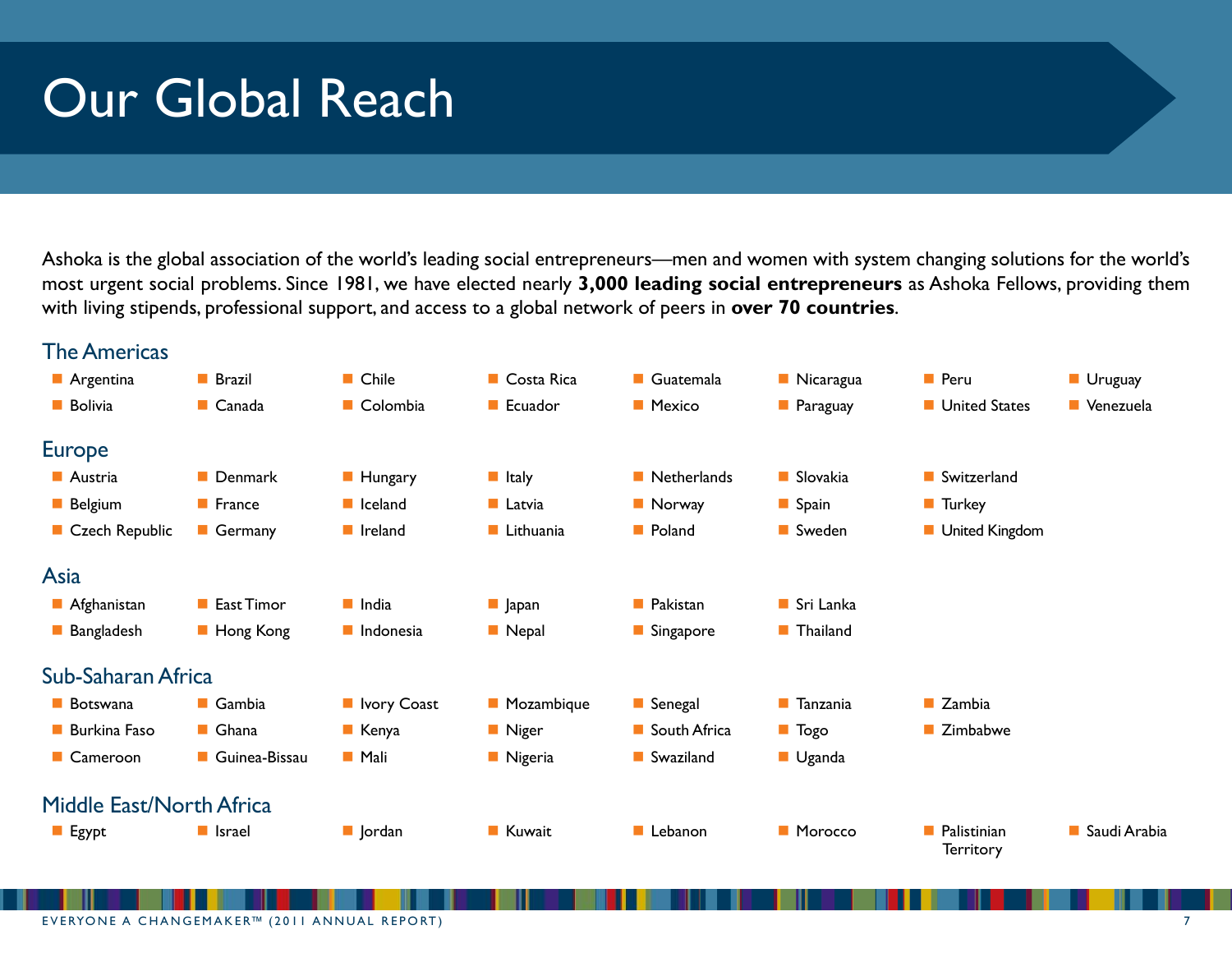# Our Global Reach

Ashoka is the global association of the world's leading social entrepreneurs—men and women with system changing solutions for the world's most urgent social problems. Since 1981, we have elected nearly **3,000 leading social entrepreneurs** as Ashoka Fellows, providing them with living stipends, professional support, and access to a global network of peers in **over 70 countries**.

## The Americas

- Argentina
- Bolivia
- Brazil
- Canada
- Chile
- Colombia
- Costa Rica
- Ecuador
- Guatemala
- Mexico
- Nicaragua
- Paraguay
- Peru
- United States
- Uruguay
- Venezuela

## Europe

- Austria
- Belgium
- Czech Republic
- Denmark
- France
- Germany
- Hungary
- Iceland
- Ireland
- Italy
- Latvia
- Lithuania
- Netherlands
- Norway
- Poland
- Slovakia
- Spain
- Sweden
- Switzerland
- Turkey
- United Kingdom

## Asia

- Afghanistan
- Bangladesh
- East Timor
- Hong Kong
- India
- Indonesia
- Japan
- Nepal
- Pakistan
- Singapore
- Sri Lanka
- Thailand

## Sub-Saharan Africa

- Botswana
- Burkina Faso
- Cameroon
- Gambia
- Ghana
- Guinea-Bissau
- Ivory Coast
- Kenya
- Mali
- Mozambique
- Niger
- Nigeria
- Senegal
- South Africa
- Swaziland
- Tanzania
- Togo
- Uganda
- Zambia
- Zimbabwe

## Middle East/North Africa

- Egypt
- Israel
- Jordan
- Kuwait
- Lebanon
- Morocco
- Palistinian Territory
- Saudi Arabia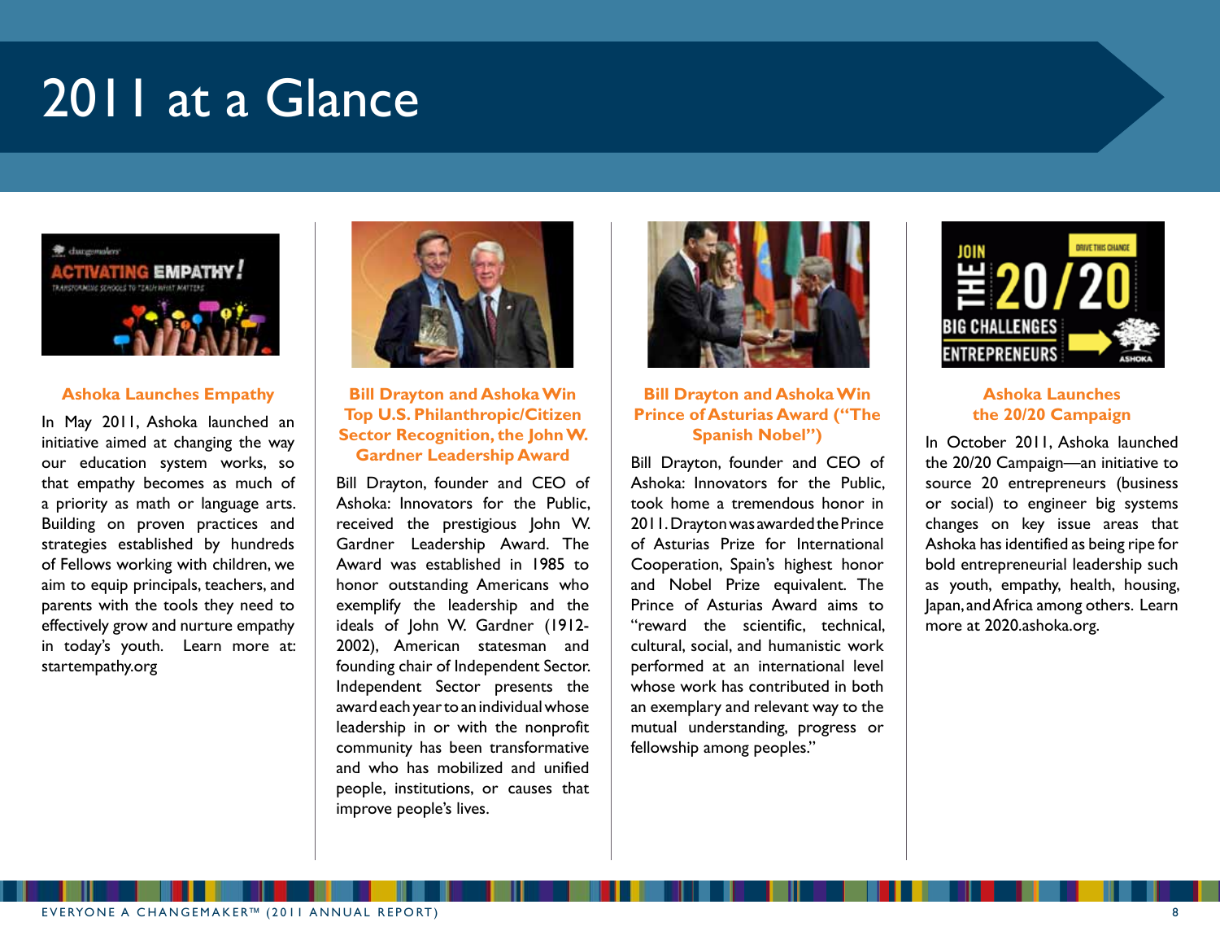# 2011 at a Glance

### Ashoka Launches Empathy

In May 2011, Ashoka launched an initiative aimed at changing the way our education system works, so that empathy becomes as much of a priority as math or language arts. Building on proven practices and strategies established by hundreds of Fellows working with children, we aim to equip principals, teachers, and parents with the tools they need to effectively grow and nurture empathy in today's youth. Learn more at: startempathy.org

### Bill Drayton and Ashoka Win Top U.S. Philanthropic/Citizen Sector Recognition, the John W. Gardner Leadership Award

Bill Drayton, founder and CEO of Ashoka: Innovators for the Public, received the prestigious John W. Gardner Leadership Award. The Award was established in 1985 to honor outstanding Americans who exemplify the leadership and the ideals of John W. Gardner (1912-2002), American statesman and founding chair of Independent Sector. Independent Sector presents the award each year to an individual whose leadership in or with the nonprofit community has been transformative and who has mobilized and unified people, institutions, or causes that improve people's lives.

### Bill Drayton and Ashoka Win Prince of Asturias Award ("The Spanish Nobel")

Bill Drayton, founder and CEO of Ashoka: Innovators for the Public, took home a tremendous honor in 2011. Drayton was awarded the Prince of Asturias Prize for International Cooperation, Spain's highest honor and Nobel Prize equivalent. The Prince of Asturias Award aims to "reward the scientific, technical, cultural, social, and humanistic work performed at an international level whose work has contributed in both an exemplary and relevant way to the mutual understanding, progress or fellowship among peoples."

### Ashoka Launches the 20/20 Campaign

In October 2011, Ashoka launched the 20/20 Campaign—an initiative to source 20 entrepreneurs (business or social) to engineer big systems changes on key issue areas that Ashoka has identified as being ripe for bold entrepreneurial leadership such as youth, empathy, health, housing, Japan, and Africa among others. Learn more at 2020.ashoka.org.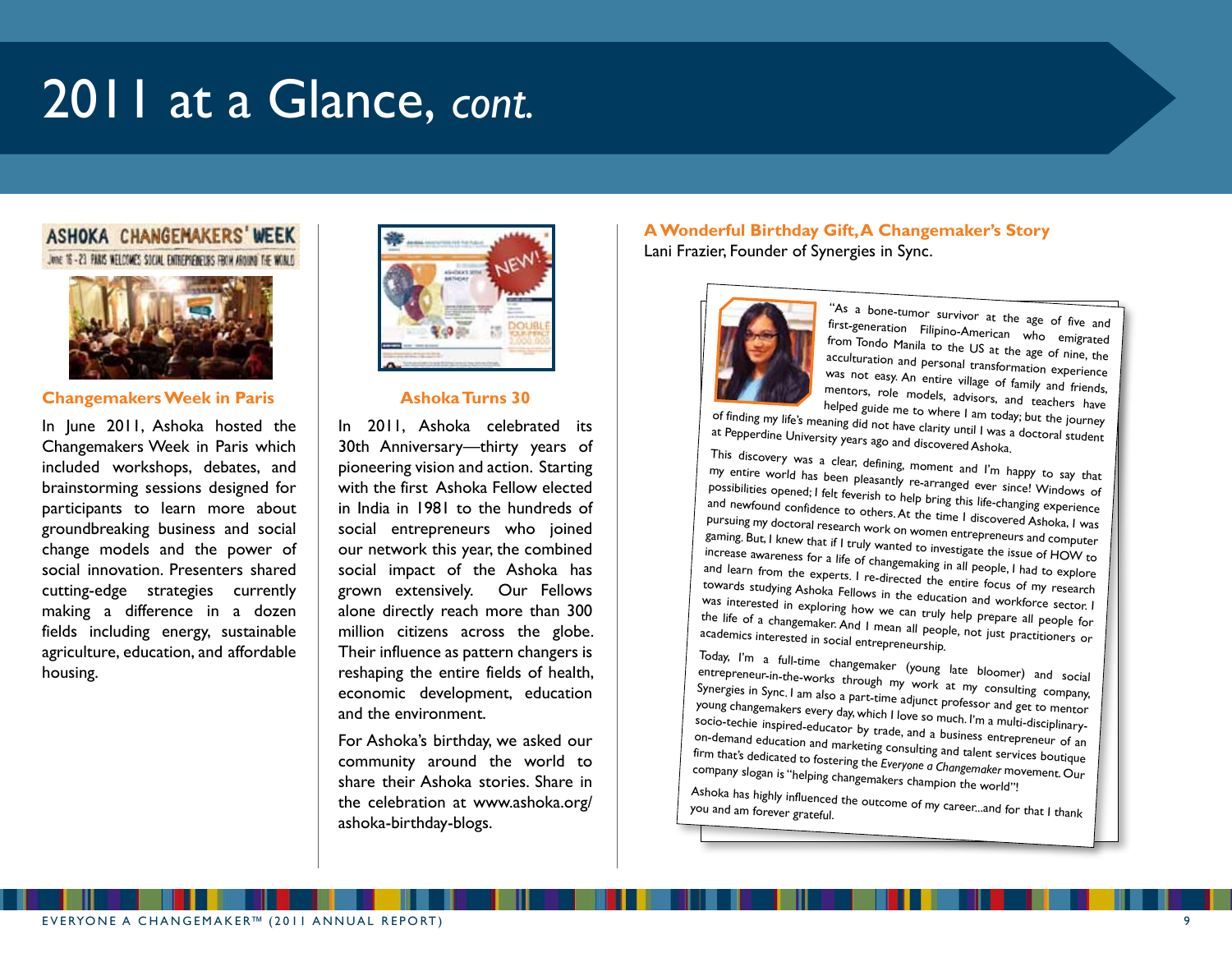# 2011 at a Glance, *cont.*

ASHOKA CHANGEMAKERS' WEEK

June 16 - 23 PARIS WELCOMES SOCIAL ENTREPRENEURS FROM AROUND THE WORLD

### Changemakers Week in Paris

In June 2011, Ashoka hosted the Changemakers Week in Paris which included workshops, debates, and brainstorming sessions designed for participants to learn more about groundbreaking business and social change models and the power of social innovation. Presenters shared cutting-edge strategies currently making a difference in a dozen fields including energy, sustainable agriculture, education, and affordable housing.

### Ashoka Turns 30

In 2011, Ashoka celebrated its 30th Anniversary—thirty years of pioneering vision and action. Starting with the first Ashoka Fellow elected in India in 1981 to the hundreds of social entrepreneurs who joined our network this year, the combined social impact of the Ashoka has grown extensively. Our Fellows alone directly reach more than 300 million citizens across the globe. Their influence as pattern changers is reshaping the entire fields of health, economic development, education and the environment.

For Ashoka's birthday, we asked our community around the world to share their Ashoka stories. Share in the celebration at www.ashoka.org/ashoka-birthday-blogs.

### A Wonderful Birthday Gift, A Changemaker's Story

Lani Frazier, Founder of Synergies in Sync.

"As a bone-tumor survivor at the age of five and first-generation Filipino-American who emigrated from Tondo Manila to the US at the age of nine, the acculturation and personal transformation experience was not easy. An entire village of family and friends, mentors, role models, advisors, and teachers have helped guide me to where I am today; but the journey of finding my life's meaning did not have clarity until I was a doctoral student at Pepperdine University years ago and discovered Ashoka.

This discovery was a clear, defining, moment and I'm happy to say that my entire world has been pleasantly re-arranged ever since! Windows of possibilities opened; I felt feverish to help bring this life-changing experience and newfound confidence to others. At the time I discovered Ashoka, I was pursuing my doctoral research work on women entrepreneurs and computer gaming. But, I knew that if I truly wanted to investigate the issue of HOW to increase awareness for a life of changemaking in all people, I had to explore and learn from the experts. I re-directed the entire focus of my research towards studying Ashoka Fellows in the education and workforce sector. I was interested in exploring how we can truly help prepare all people for the life of a changemaker. And I mean all people, not just practitioners or academics interested in social entrepreneurship.

Today, I'm a full-time changemaker (young late bloomer) and social entrepreneur-in-the-works through my work at my consulting company, Synergies in Sync. I am also a part-time adjunct professor and get to mentor young changemakers every day, which I love so much. I'm a multi-disciplinary-socio-techie inspired-educator by trade, and a business entrepreneur of an on-demand education and marketing consulting and talent services boutique firm that's dedicated to fostering the *Everyone a Changemaker* movement. Our company slogan is "helping changemakers champion the world"!

Ashoka has highly influenced the outcome of my career...and for that I thank you and am forever grateful.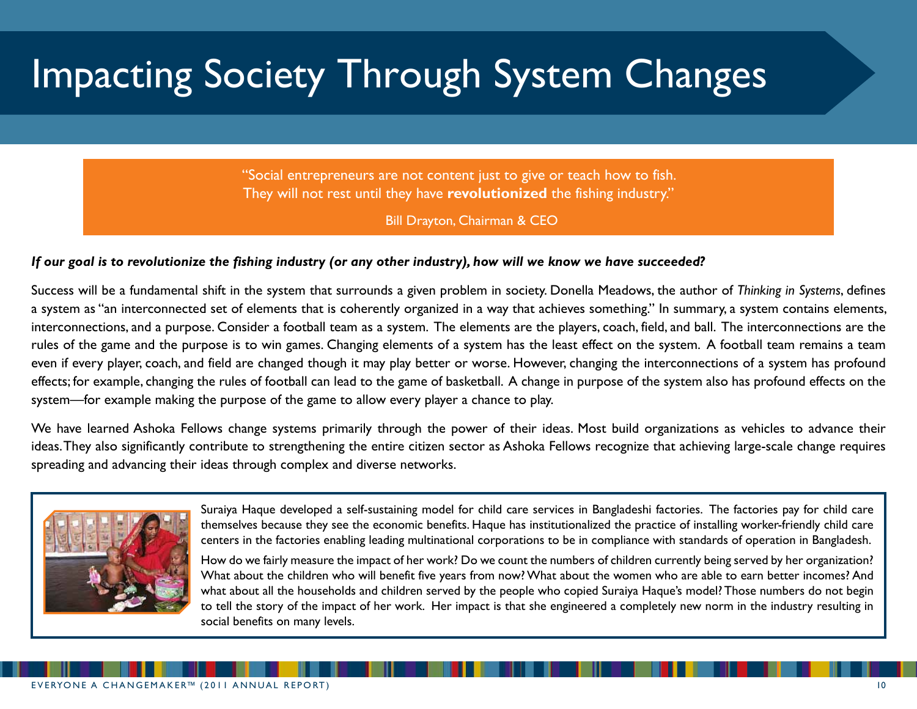# Impacting Society Through System Changes

> "Social entrepreneurs are not content just to give or teach how to fish. They will not rest until they have **revolutionized** the fishing industry."
>
> Bill Drayton, Chairman & CEO

***If our goal is to revolutionize the fishing industry (or any other industry), how will we know we have succeeded?***

Success will be a fundamental shift in the system that surrounds a given problem in society. Donella Meadows, the author of *Thinking in Systems*, defines a system as "an interconnected set of elements that is coherently organized in a way that achieves something." In summary, a system contains elements, interconnections, and a purpose. Consider a football team as a system. The elements are the players, coach, field, and ball. The interconnections are the rules of the game and the purpose is to win games. Changing elements of a system has the least effect on the system. A football team remains a team even if every player, coach, and field are changed though it may play better or worse. However, changing the interconnections of a system has profound effects; for example, changing the rules of football can lead to the game of basketball. A change in purpose of the system also has profound effects on the system—for example making the purpose of the game to allow every player a chance to play.

We have learned Ashoka Fellows change systems primarily through the power of their ideas. Most build organizations as vehicles to advance their ideas. They also significantly contribute to strengthening the entire citizen sector as Ashoka Fellows recognize that achieving large-scale change requires spreading and advancing their ideas through complex and diverse networks.

Suraiya Haque developed a self-sustaining model for child care services in Bangladeshi factories. The factories pay for child care themselves because they see the economic benefits. Haque has institutionalized the practice of installing worker-friendly child care centers in the factories enabling leading multinational corporations to be in compliance with standards of operation in Bangladesh.

How do we fairly measure the impact of her work? Do we count the numbers of children currently being served by her organization? What about the children who will benefit five years from now? What about the women who are able to earn better incomes? And what about all the households and children served by the people who copied Suraiya Haque's model? Those numbers do not begin to tell the story of the impact of her work. Her impact is that she engineered a completely new norm in the industry resulting in social benefits on many levels.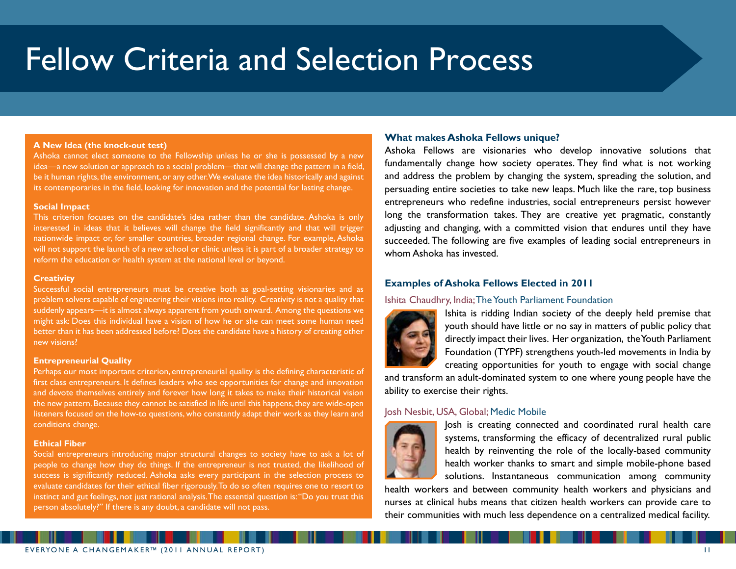# Fellow Criteria and Selection Process

**A New Idea (the knock-out test)**
Ashoka cannot elect someone to the Fellowship unless he or she is possessed by a new idea—a new solution or approach to a social problem—that will change the pattern in a field, be it human rights, the environment, or any other. We evaluate the idea historically and against its contemporaries in the field, looking for innovation and the potential for lasting change.

**Social Impact**
This criterion focuses on the candidate's idea rather than the candidate. Ashoka is only interested in ideas that it believes will change the field significantly and that will trigger nationwide impact or, for smaller countries, broader regional change. For example, Ashoka will not support the launch of a new school or clinic unless it is part of a broader strategy to reform the education or health system at the national level or beyond.

**Creativity**
Successful social entrepreneurs must be creative both as goal-setting visionaries and as problem solvers capable of engineering their visions into reality. Creativity is not a quality that suddenly appears—it is almost always apparent from youth onward. Among the questions we might ask: Does this individual have a vision of how he or she can meet some human need better than it has been addressed before? Does the candidate have a history of creating other new visions?

**Entrepreneurial Quality**
Perhaps our most important criterion, entrepreneurial quality is the defining characteristic of first class entrepreneurs. It defines leaders who see opportunities for change and innovation and devote themselves entirely and forever how long it takes to make their historical vision the new pattern. Because they cannot be satisfied in life until this happens, they are wide-open listeners focused on the how-to questions, who constantly adapt their work as they learn and conditions change.

**Ethical Fiber**
Social entrepreneurs introducing major structural changes to society have to ask a lot of people to change how they do things. If the entrepreneur is not trusted, the likelihood of success is significantly reduced. Ashoka asks every participant in the selection process to evaluate candidates for their ethical fiber rigorously. To do so often requires one to resort to instinct and gut feelings, not just rational analysis. The essential question is: "Do you trust this person absolutely?" If there is any doubt, a candidate will not pass.

## What makes Ashoka Fellows unique?

Ashoka Fellows are visionaries who develop innovative solutions that fundamentally change how society operates. They find what is not working and address the problem by changing the system, spreading the solution, and persuading entire societies to take new leaps. Much like the rare, top business entrepreneurs who redefine industries, social entrepreneurs persist however long the transformation takes. They are creative yet pragmatic, constantly adjusting and changing, with a committed vision that endures until they have succeeded. The following are five examples of leading social entrepreneurs in whom Ashoka has invested.

## Examples of Ashoka Fellows Elected in 2011

Ishita Chaudhry, India; The Youth Parliament Foundation

Ishita is ridding Indian society of the deeply held premise that youth should have little or no say in matters of public policy that directly impact their lives. Her organization, the Youth Parliament Foundation (TYPF) strengthens youth-led movements in India by creating opportunities for youth to engage with social change and transform an adult-dominated system to one where young people have the ability to exercise their rights.

Josh Nesbit, USA, Global; Medic Mobile

Josh is creating connected and coordinated rural health care systems, transforming the efficacy of decentralized rural public health by reinventing the role of the locally-based community health worker thanks to smart and simple mobile-phone based solutions. Instantaneous communication among community health workers and between community health workers and physicians and nurses at clinical hubs means that citizen health workers can provide care to their communities with much less dependence on a centralized medical facility.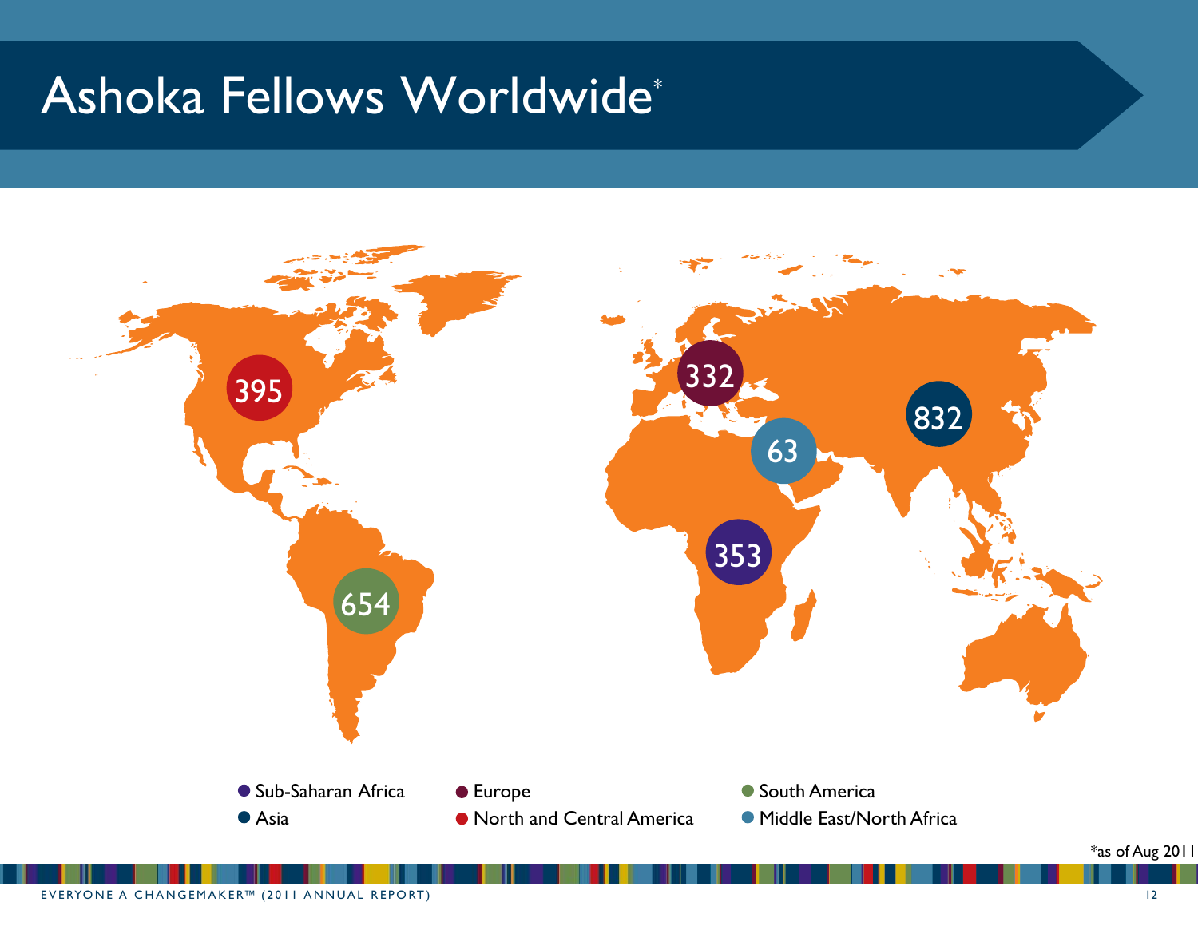# Ashoka Fellows Worldwide*

| Region | Fellows |
| --- | --- |
| Sub-Saharan Africa | 353 |
| Asia | 832 |
| Europe | 332 |
| North and Central America | 395 |
| South America | 654 |
| Middle East/North Africa | 63 |

*as of Aug 2011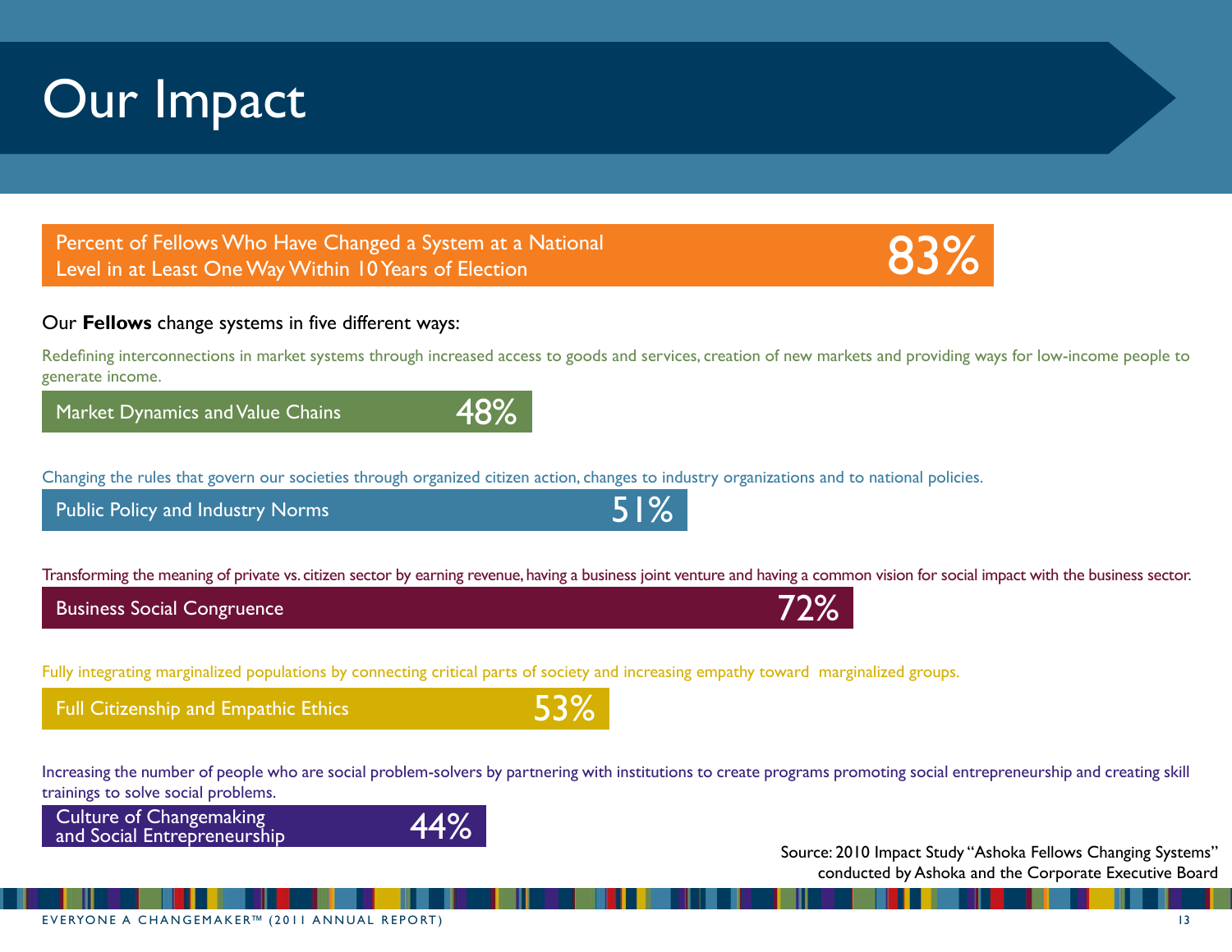# Our Impact

**Percent of Fellows Who Have Changed a System at a National Level in at Least One Way Within 10 Years of Election — 83%**

Our **Fellows** change systems in five different ways:

Redefining interconnections in market systems through increased access to goods and services, creation of new markets and providing ways for low-income people to generate income.

**Market Dynamics and Value Chains — 48%**

Changing the rules that govern our societies through organized citizen action, changes to industry organizations and to national policies.

**Public Policy and Industry Norms — 51%**

Transforming the meaning of private vs. citizen sector by earning revenue, having a business joint venture and having a common vision for social impact with the business sector.

**Business Social Congruence — 72%**

Fully integrating marginalized populations by connecting critical parts of society and increasing empathy toward marginalized groups.

**Full Citizenship and Empathic Ethics — 53%**

Increasing the number of people who are social problem-solvers by partnering with institutions to create programs promoting social entrepreneurship and creating skill trainings to solve social problems.

**Culture of Changemaking and Social Entrepreneurship — 44%**

Source: 2010 Impact Study "Ashoka Fellows Changing Systems" conducted by Ashoka and the Corporate Executive Board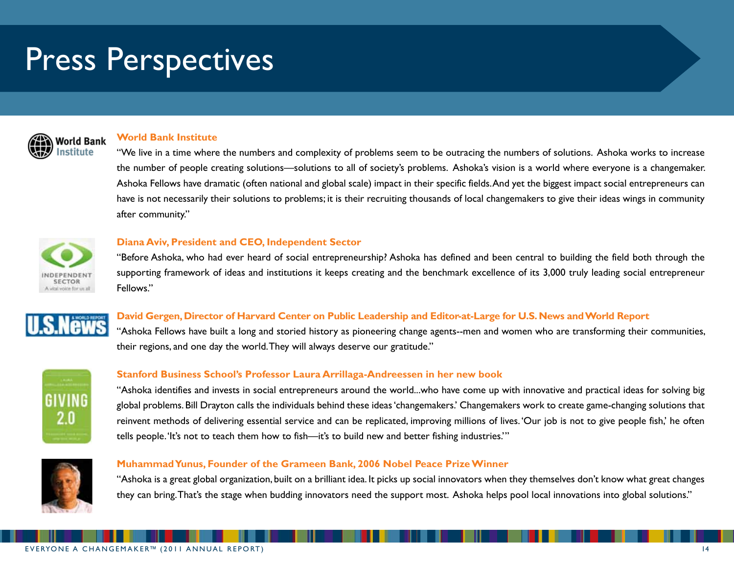# Press Perspectives

### World Bank Institute

"We live in a time where the numbers and complexity of problems seem to be outracing the numbers of solutions. Ashoka works to increase the number of people creating solutions—solutions to all of society's problems. Ashoka's vision is a world where everyone is a changemaker. Ashoka Fellows have dramatic (often national and global scale) impact in their specific fields. And yet the biggest impact social entrepreneurs can have is not necessarily their solutions to problems; it is their recruiting thousands of local changemakers to give their ideas wings in community after community."

### Diana Aviv, President and CEO, Independent Sector

"Before Ashoka, who had ever heard of social entrepreneurship? Ashoka has defined and been central to building the field both through the supporting framework of ideas and institutions it keeps creating and the benchmark excellence of its 3,000 truly leading social entrepreneur Fellows."

### David Gergen, Director of Harvard Center on Public Leadership and Editor-at-Large for U.S. News and World Report

"Ashoka Fellows have built a long and storied history as pioneering change agents--men and women who are transforming their communities, their regions, and one day the world. They will always deserve our gratitude."

### Stanford Business School's Professor Laura Arrillaga-Andreessen in her new book

"Ashoka identifies and invests in social entrepreneurs around the world...who have come up with innovative and practical ideas for solving big global problems. Bill Drayton calls the individuals behind these ideas 'changemakers.' Changemakers work to create game-changing solutions that reinvent methods of delivering essential service and can be replicated, improving millions of lives. 'Our job is not to give people fish,' he often tells people. 'It's not to teach them how to fish—it's to build new and better fishing industries.'"

### Muhammad Yunus, Founder of the Grameen Bank, 2006 Nobel Peace Prize Winner

"Ashoka is a great global organization, built on a brilliant idea. It picks up social innovators when they themselves don't know what great changes they can bring. That's the stage when budding innovators need the support most. Ashoka helps pool local innovations into global solutions."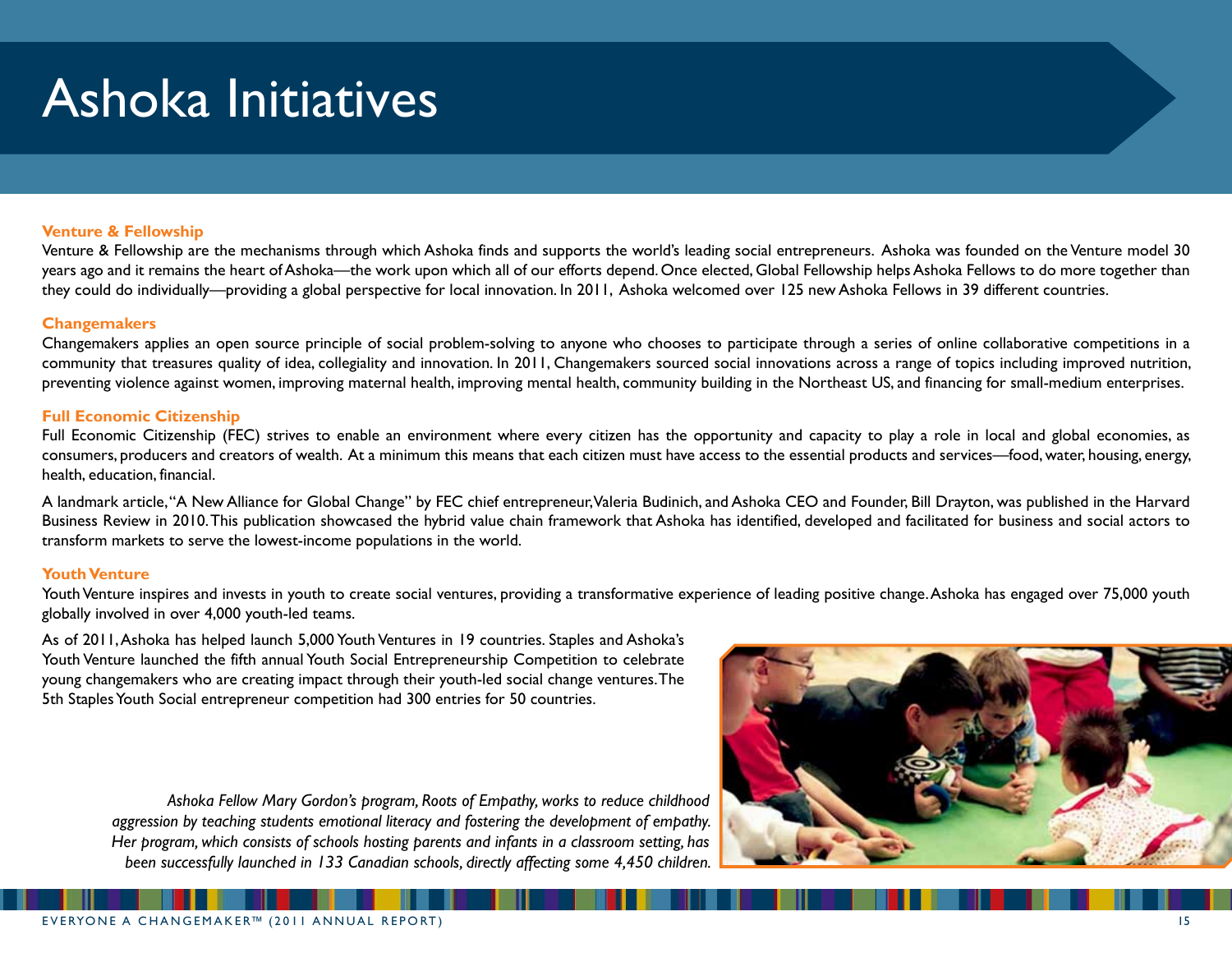# Ashoka Initiatives

**Venture & Fellowship**

Venture & Fellowship are the mechanisms through which Ashoka finds and supports the world's leading social entrepreneurs. Ashoka was founded on the Venture model 30 years ago and it remains the heart of Ashoka—the work upon which all of our efforts depend. Once elected, Global Fellowship helps Ashoka Fellows to do more together than they could do individually—providing a global perspective for local innovation. In 2011, Ashoka welcomed over 125 new Ashoka Fellows in 39 different countries.

**Changemakers**

Changemakers applies an open source principle of social problem-solving to anyone who chooses to participate through a series of online collaborative competitions in a community that treasures quality of idea, collegiality and innovation. In 2011, Changemakers sourced social innovations across a range of topics including improved nutrition, preventing violence against women, improving maternal health, improving mental health, community building in the Northeast US, and financing for small-medium enterprises.

**Full Economic Citizenship**

Full Economic Citizenship (FEC) strives to enable an environment where every citizen has the opportunity and capacity to play a role in local and global economies, as consumers, producers and creators of wealth. At a minimum this means that each citizen must have access to the essential products and services—food, water, housing, energy, health, education, financial.

A landmark article, "A New Alliance for Global Change" by FEC chief entrepreneur, Valeria Budinich, and Ashoka CEO and Founder, Bill Drayton, was published in the Harvard Business Review in 2010. This publication showcased the hybrid value chain framework that Ashoka has identified, developed and facilitated for business and social actors to transform markets to serve the lowest-income populations in the world.

**Youth Venture**

Youth Venture inspires and invests in youth to create social ventures, providing a transformative experience of leading positive change. Ashoka has engaged over 75,000 youth globally involved in over 4,000 youth-led teams.

As of 2011, Ashoka has helped launch 5,000 Youth Ventures in 19 countries. Staples and Ashoka's Youth Venture launched the fifth annual Youth Social Entrepreneurship Competition to celebrate young changemakers who are creating impact through their youth-led social change ventures. The 5th Staples Youth Social entrepreneur competition had 300 entries for 50 countries.

*Ashoka Fellow Mary Gordon's program, Roots of Empathy, works to reduce childhood aggression by teaching students emotional literacy and fostering the development of empathy. Her program, which consists of schools hosting parents and infants in a classroom setting, has been successfully launched in 133 Canadian schools, directly affecting some 4,450 children.*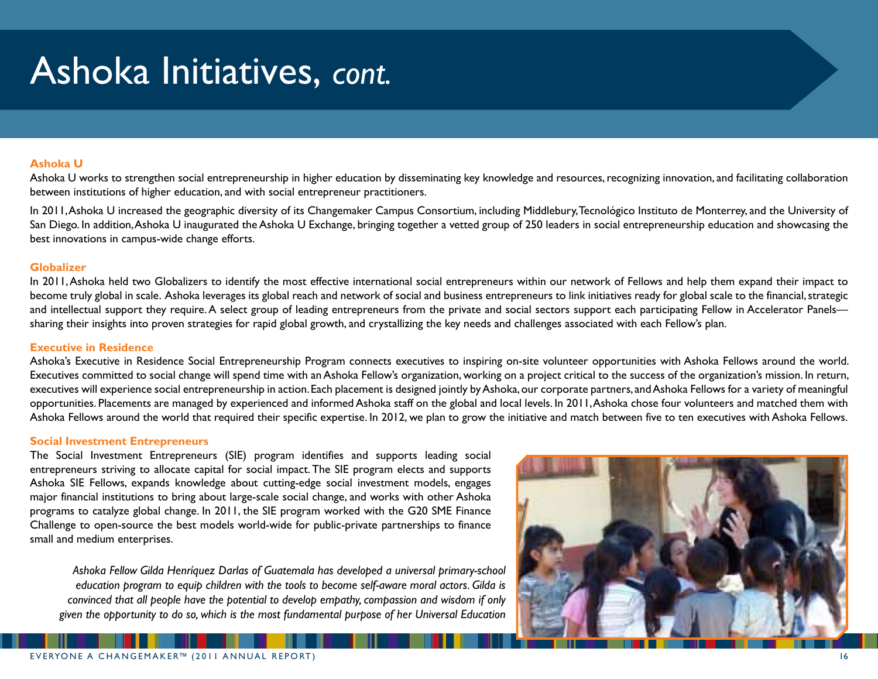# Ashoka Initiatives, *cont.*

**Ashoka U**

Ashoka U works to strengthen social entrepreneurship in higher education by disseminating key knowledge and resources, recognizing innovation, and facilitating collaboration between institutions of higher education, and with social entrepreneur practitioners.

In 2011, Ashoka U increased the geographic diversity of its Changemaker Campus Consortium, including Middlebury, Tecnológico Instituto de Monterrey, and the University of San Diego. In addition, Ashoka U inaugurated the Ashoka U Exchange, bringing together a vetted group of 250 leaders in social entrepreneurship education and showcasing the best innovations in campus-wide change efforts.

**Globalizer**

In 2011, Ashoka held two Globalizers to identify the most effective international social entrepreneurs within our network of Fellows and help them expand their impact to become truly global in scale. Ashoka leverages its global reach and network of social and business entrepreneurs to link initiatives ready for global scale to the financial, strategic and intellectual support they require. A select group of leading entrepreneurs from the private and social sectors support each participating Fellow in Accelerator Panels—sharing their insights into proven strategies for rapid global growth, and crystallizing the key needs and challenges associated with each Fellow's plan.

**Executive in Residence**

Ashoka's Executive in Residence Social Entrepreneurship Program connects executives to inspiring on-site volunteer opportunities with Ashoka Fellows around the world. Executives committed to social change will spend time with an Ashoka Fellow's organization, working on a project critical to the success of the organization's mission. In return, executives will experience social entrepreneurship in action. Each placement is designed jointly by Ashoka, our corporate partners, and Ashoka Fellows for a variety of meaningful opportunities. Placements are managed by experienced and informed Ashoka staff on the global and local levels. In 2011, Ashoka chose four volunteers and matched them with Ashoka Fellows around the world that required their specific expertise. In 2012, we plan to grow the initiative and match between five to ten executives with Ashoka Fellows.

**Social Investment Entrepreneurs**

The Social Investment Entrepreneurs (SIE) program identifies and supports leading social entrepreneurs striving to allocate capital for social impact. The SIE program elects and supports Ashoka SIE Fellows, expands knowledge about cutting-edge social investment models, engages major financial institutions to bring about large-scale social change, and works with other Ashoka programs to catalyze global change. In 2011, the SIE program worked with the G20 SME Finance Challenge to open-source the best models world-wide for public-private partnerships to finance small and medium enterprises.

*Ashoka Fellow Gilda Henríquez Darlas of Guatemala has developed a universal primary-school education program to equip children with the tools to become self-aware moral actors. Gilda is convinced that all people have the potential to develop empathy, compassion and wisdom if only given the opportunity to do so, which is the most fundamental purpose of her Universal Education*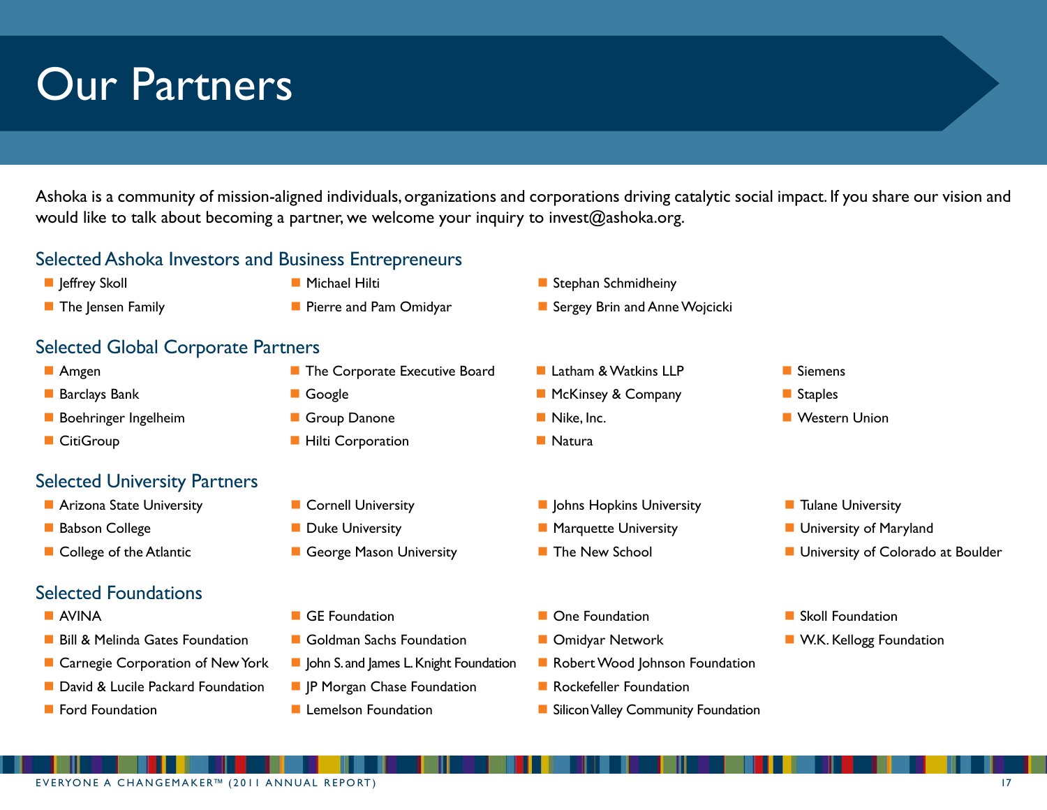# Our Partners

Ashoka is a community of mission-aligned individuals, organizations and corporations driving catalytic social impact. If you share our vision and would like to talk about becoming a partner, we welcome your inquiry to invest@ashoka.org.

## Selected Ashoka Investors and Business Entrepreneurs

- Jeffrey Skoll
- The Jensen Family
- Michael Hilti
- Pierre and Pam Omidyar
- Stephan Schmidheiny
- Sergey Brin and Anne Wojcicki

## Selected Global Corporate Partners

- Amgen
- Barclays Bank
- Boehringer Ingelheim
- CitiGroup
- The Corporate Executive Board
- Google
- Group Danone
- Hilti Corporation
- Latham & Watkins LLP
- McKinsey & Company
- Nike, Inc.
- Natura
- Siemens
- Staples
- Western Union

## Selected University Partners

- Arizona State University
- Babson College
- College of the Atlantic
- Cornell University
- Duke University
- George Mason University
- Johns Hopkins University
- Marquette University
- The New School
- Tulane University
- University of Maryland
- University of Colorado at Boulder

## Selected Foundations

- AVINA
- Bill & Melinda Gates Foundation
- Carnegie Corporation of New York
- David & Lucile Packard Foundation
- Ford Foundation
- GE Foundation
- Goldman Sachs Foundation
- John S. and James L. Knight Foundation
- JP Morgan Chase Foundation
- Lemelson Foundation
- One Foundation
- Omidyar Network
- Robert Wood Johnson Foundation
- Rockefeller Foundation
- Silicon Valley Community Foundation
- Skoll Foundation
- W.K. Kellogg Foundation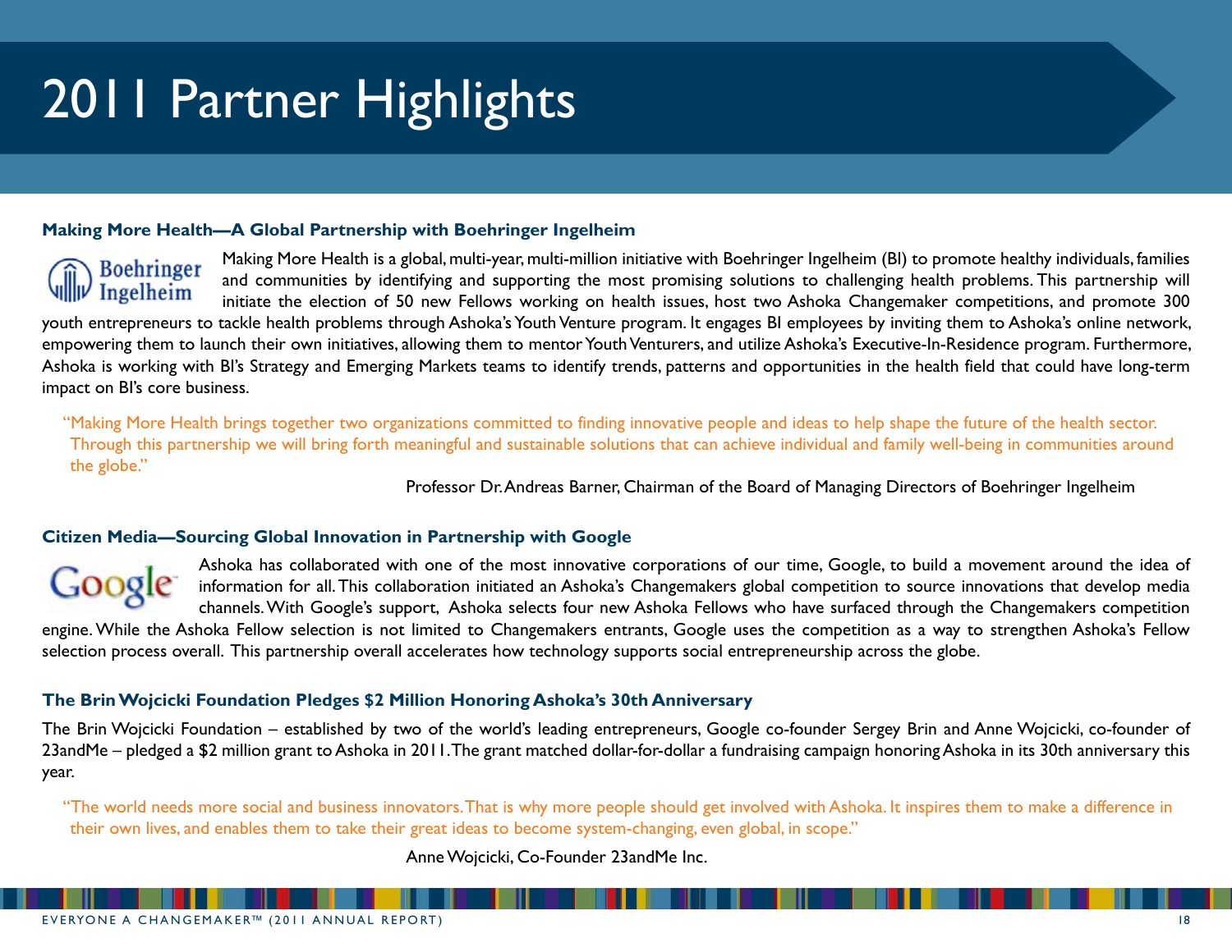# 2011 Partner Highlights

### Making More Health—A Global Partnership with Boehringer Ingelheim

Making More Health is a global, multi-year, multi-million initiative with Boehringer Ingelheim (BI) to promote healthy individuals, families and communities by identifying and supporting the most promising solutions to challenging health problems. This partnership will initiate the election of 50 new Fellows working on health issues, host two Ashoka Changemaker competitions, and promote 300 youth entrepreneurs to tackle health problems through Ashoka's Youth Venture program. It engages BI employees by inviting them to Ashoka's online network, empowering them to launch their own initiatives, allowing them to mentor Youth Venturers, and utilize Ashoka's Executive-In-Residence program. Furthermore, Ashoka is working with BI's Strategy and Emerging Markets teams to identify trends, patterns and opportunities in the health field that could have long-term impact on BI's core business.

"Making More Health brings together two organizations committed to finding innovative people and ideas to help shape the future of the health sector. Through this partnership we will bring forth meaningful and sustainable solutions that can achieve individual and family well-being in communities around the globe."

Professor Dr. Andreas Barner, Chairman of the Board of Managing Directors of Boehringer Ingelheim

### Citizen Media—Sourcing Global Innovation in Partnership with Google

Ashoka has collaborated with one of the most innovative corporations of our time, Google, to build a movement around the idea of information for all. This collaboration initiated an Ashoka's Changemakers global competition to source innovations that develop media channels. With Google's support, Ashoka selects four new Ashoka Fellows who have surfaced through the Changemakers competition engine. While the Ashoka Fellow selection is not limited to Changemakers entrants, Google uses the competition as a way to strengthen Ashoka's Fellow selection process overall. This partnership overall accelerates how technology supports social entrepreneurship across the globe.

### The Brin Wojcicki Foundation Pledges $2 Million Honoring Ashoka's 30th Anniversary

The Brin Wojcicki Foundation – established by two of the world's leading entrepreneurs, Google co-founder Sergey Brin and Anne Wojcicki, co-founder of 23andMe – pledged a $2 million grant to Ashoka in 2011. The grant matched dollar-for-dollar a fundraising campaign honoring Ashoka in its 30th anniversary this year.

"The world needs more social and business innovators. That is why more people should get involved with Ashoka. It inspires them to make a difference in their own lives, and enables them to take their great ideas to become system-changing, even global, in scope."

Anne Wojcicki, Co-Founder 23andMe Inc.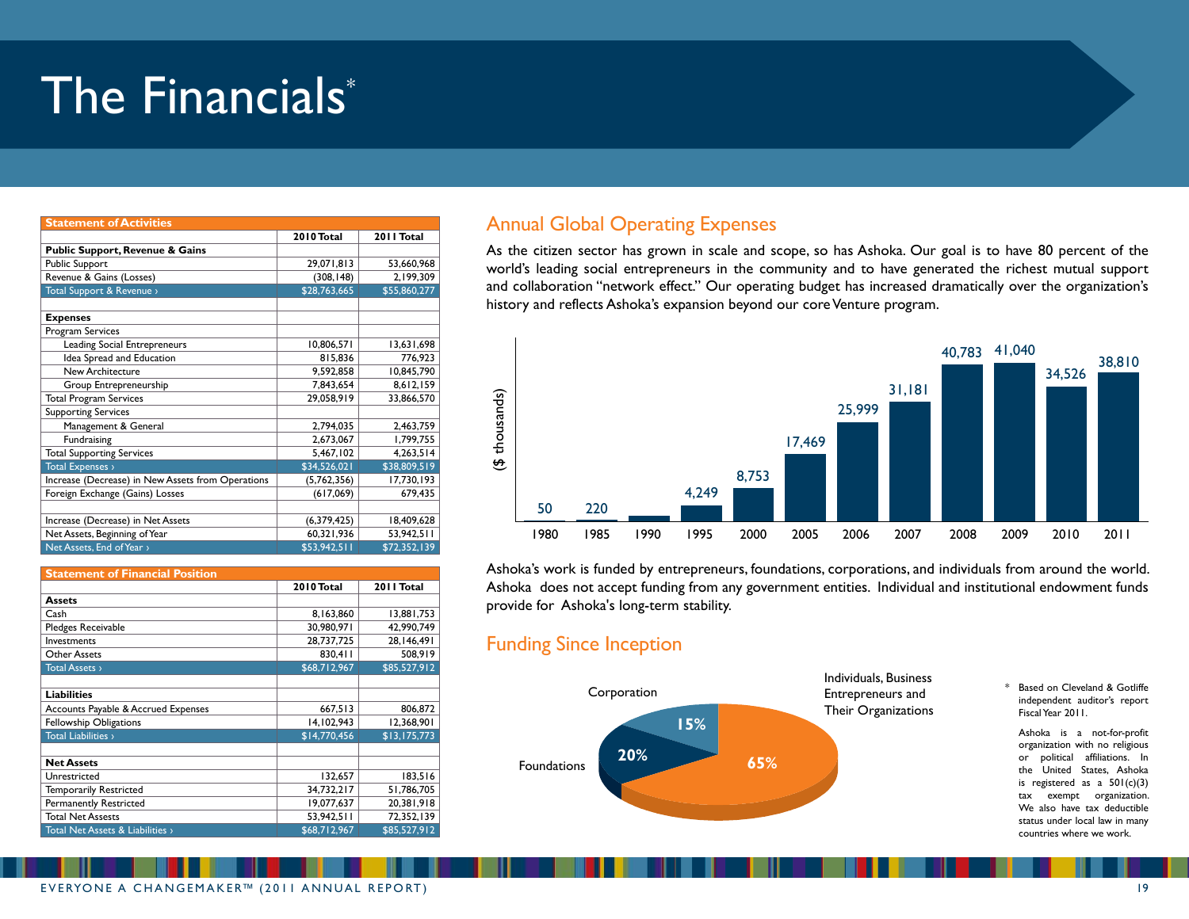# The Financials*

| Statement of Activities | 2010 Total | 2011 Total |
|---|---|---|
| **Public Support, Revenue & Gains** | | |
| Public Support | 29,071,813 | 53,660,968 |
| Revenue & Gains (Losses) | (308,148) | 2,199,309 |
| Total Support & Revenue › | $28,763,665 | $55,860,277 |
| | | |
| **Expenses** | | |
| Program Services | | |
| Leading Social Entrepreneurs | 10,806,571 | 13,631,698 |
| Idea Spread and Education | 815,836 | 776,923 |
| New Architecture | 9,592,858 | 10,845,790 |
| Group Entrepreneurship | 7,843,654 | 8,612,159 |
| Total Program Services | 29,058,919 | 33,866,570 |
| Supporting Services | | |
| Management & General | 2,794,035 | 2,463,759 |
| Fundraising | 2,673,067 | 1,799,755 |
| Total Supporting Services | 5,467,102 | 4,263,514 |
| Total Expenses › | $34,526,021 | $38,809,519 |
| Increase (Decrease) in New Assets from Operations | (5,762,356) | 17,730,193 |
| Foreign Exchange (Gains) Losses | (617,069) | 679,435 |
| | | |
| Increase (Decrease) in Net Assets | (6,379,425) | 18,409,628 |
| Net Assets, Beginning of Year | 60,321,936 | 53,942,511 |
| Net Assets, End of Year › | $53,942,511 | $72,352,139 |

| Statement of Financial Position | 2010 Total | 2011 Total |
|---|---|---|
| **Assets** | | |
| Cash | 8,163,860 | 13,881,753 |
| Pledges Receivable | 30,980,971 | 42,990,749 |
| Investments | 28,737,725 | 28,146,491 |
| Other Assets | 830,411 | 508,919 |
| Total Assets › | $68,712,967 | $85,527,912 |
| | | |
| **Liabilities** | | |
| Accounts Payable & Accrued Expenses | 667,513 | 806,872 |
| Fellowship Obligations | 14,102,943 | 12,368,901 |
| Total Liabilities › | $14,770,456 | $13,175,773 |
| | | |
| **Net Assets** | | |
| Unrestricted | 132,657 | 183,516 |
| Temporarily Restricted | 34,732,217 | 51,786,705 |
| Permanently Restricted | 19,077,637 | 20,381,918 |
| Total Net Assets | 53,942,511 | 72,352,139 |
| Total Net Assets & Liabilities › | $68,712,967 | $85,527,912 |

## Annual Global Operating Expenses

As the citizen sector has grown in scale and scope, so has Ashoka. Our goal is to have 80 percent of the world's leading social entrepreneurs in the community and to have generated the richest mutual support and collaboration "network effect." Our operating budget has increased dramatically over the organization's history and reflects Ashoka's expansion beyond our core Venture program.

| Year | ($ thousands) |
|---|---|
| 1980 | 50 |
| 1985 | 220 |
| 1990 | |
| 1995 | 4,249 |
| 2000 | 8,753 |
| 2005 | 17,469 |
| 2006 | 25,999 |
| 2007 | 31,181 |
| 2008 | 40,783 |
| 2009 | 41,040 |
| 2010 | 34,526 |
| 2011 | 38,810 |

Ashoka's work is funded by entrepreneurs, foundations, corporations, and individuals from around the world. Ashoka does not accept funding from any government entities. Individual and institutional endowment funds provide for Ashoka's long-term stability.

## Funding Since Inception

| Source | Share |
|---|---|
| Individuals, Business Entrepreneurs and Their Organizations | 65% |
| Foundations | 20% |
| Corporation | 15% |

\* Based on Cleveland & Gotliffe independent auditor's report Fiscal Year 2011.

Ashoka is a not-for-profit organization with no religious or political affiliations. In the United States, Ashoka is registered as a 501(c)(3) tax exempt organization. We also have tax deductible status under local law in many countries where we work.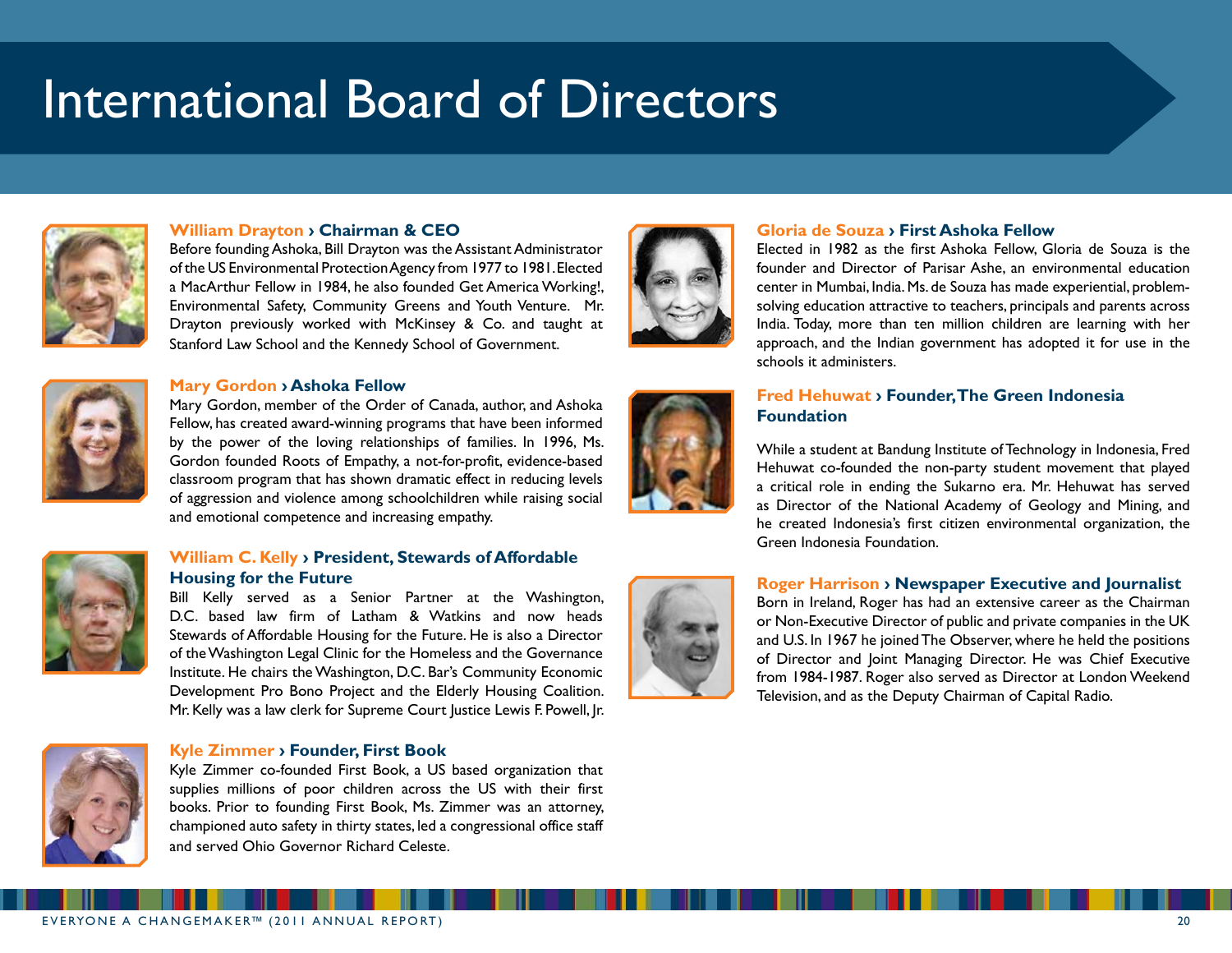# International Board of Directors

### William Drayton › Chairman & CEO

Before founding Ashoka, Bill Drayton was the Assistant Administrator of the US Environmental Protection Agency from 1977 to 1981. Elected a MacArthur Fellow in 1984, he also founded Get America Working!, Environmental Safety, Community Greens and Youth Venture. Mr. Drayton previously worked with McKinsey & Co. and taught at Stanford Law School and the Kennedy School of Government.

### Mary Gordon › Ashoka Fellow

Mary Gordon, member of the Order of Canada, author, and Ashoka Fellow, has created award-winning programs that have been informed by the power of the loving relationships of families. In 1996, Ms. Gordon founded Roots of Empathy, a not-for-profit, evidence-based classroom program that has shown dramatic effect in reducing levels of aggression and violence among schoolchildren while raising social and emotional competence and increasing empathy.

### William C. Kelly › President, Stewards of Affordable Housing for the Future

Bill Kelly served as a Senior Partner at the Washington, D.C. based law firm of Latham & Watkins and now heads Stewards of Affordable Housing for the Future. He is also a Director of the Washington Legal Clinic for the Homeless and the Governance Institute. He chairs the Washington, D.C. Bar's Community Economic Development Pro Bono Project and the Elderly Housing Coalition. Mr. Kelly was a law clerk for Supreme Court Justice Lewis F. Powell, Jr.

### Kyle Zimmer › Founder, First Book

Kyle Zimmer co-founded First Book, a US based organization that supplies millions of poor children across the US with their first books. Prior to founding First Book, Ms. Zimmer was an attorney, championed auto safety in thirty states, led a congressional office staff and served Ohio Governor Richard Celeste.

### Gloria de Souza › First Ashoka Fellow

Elected in 1982 as the first Ashoka Fellow, Gloria de Souza is the founder and Director of Parisar Ashe, an environmental education center in Mumbai, India. Ms. de Souza has made experiential, problem-solving education attractive to teachers, principals and parents across India. Today, more than ten million children are learning with her approach, and the Indian government has adopted it for use in the schools it administers.

### Fred Hehuwat › Founder, The Green Indonesia Foundation

While a student at Bandung Institute of Technology in Indonesia, Fred Hehuwat co-founded the non-party student movement that played a critical role in ending the Sukarno era. Mr. Hehuwat has served as Director of the National Academy of Geology and Mining, and he created Indonesia's first citizen environmental organization, the Green Indonesia Foundation.

### Roger Harrison › Newspaper Executive and Journalist

Born in Ireland, Roger has had an extensive career as the Chairman or Non-Executive Director of public and private companies in the UK and U.S. In 1967 he joined The Observer, where he held the positions of Director and Joint Managing Director. He was Chief Executive from 1984-1987. Roger also served as Director at London Weekend Television, and as the Deputy Chairman of Capital Radio.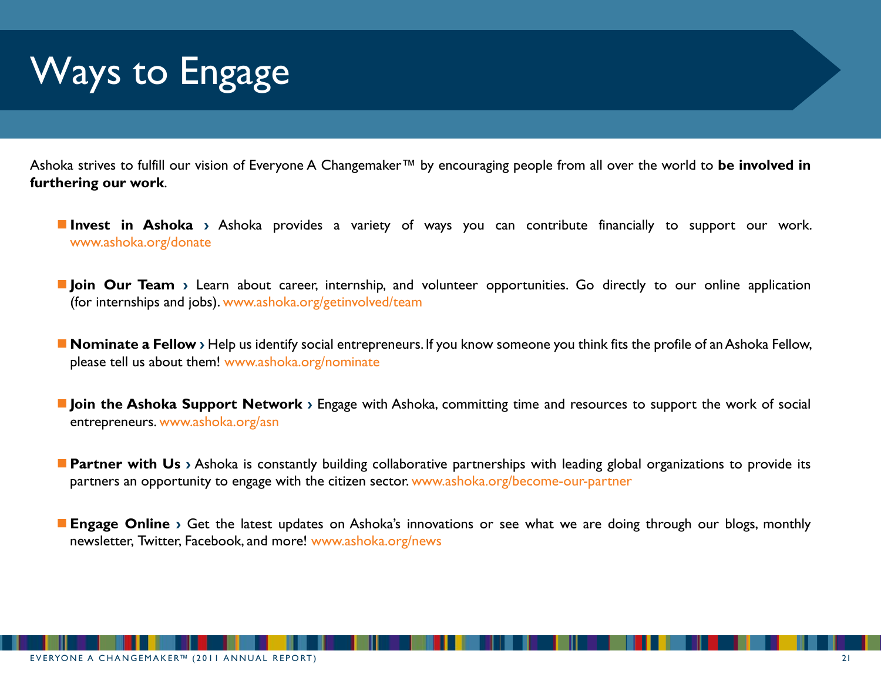# Ways to Engage

Ashoka strives to fulfill our vision of Everyone A Changemaker™ by encouraging people from all over the world to **be involved in furthering our work**.

- **Invest in Ashoka ›** Ashoka provides a variety of ways you can contribute financially to support our work. www.ashoka.org/donate

- **Join Our Team ›** Learn about career, internship, and volunteer opportunities. Go directly to our online application (for internships and jobs). www.ashoka.org/getinvolved/team

- **Nominate a Fellow ›** Help us identify social entrepreneurs. If you know someone you think fits the profile of an Ashoka Fellow, please tell us about them! www.ashoka.org/nominate

- **Join the Ashoka Support Network ›** Engage with Ashoka, committing time and resources to support the work of social entrepreneurs. www.ashoka.org/asn

- **Partner with Us ›** Ashoka is constantly building collaborative partnerships with leading global organizations to provide its partners an opportunity to engage with the citizen sector. www.ashoka.org/become-our-partner

- **Engage Online ›** Get the latest updates on Ashoka's innovations or see what we are doing through our blogs, monthly newsletter, Twitter, Facebook, and more! www.ashoka.org/news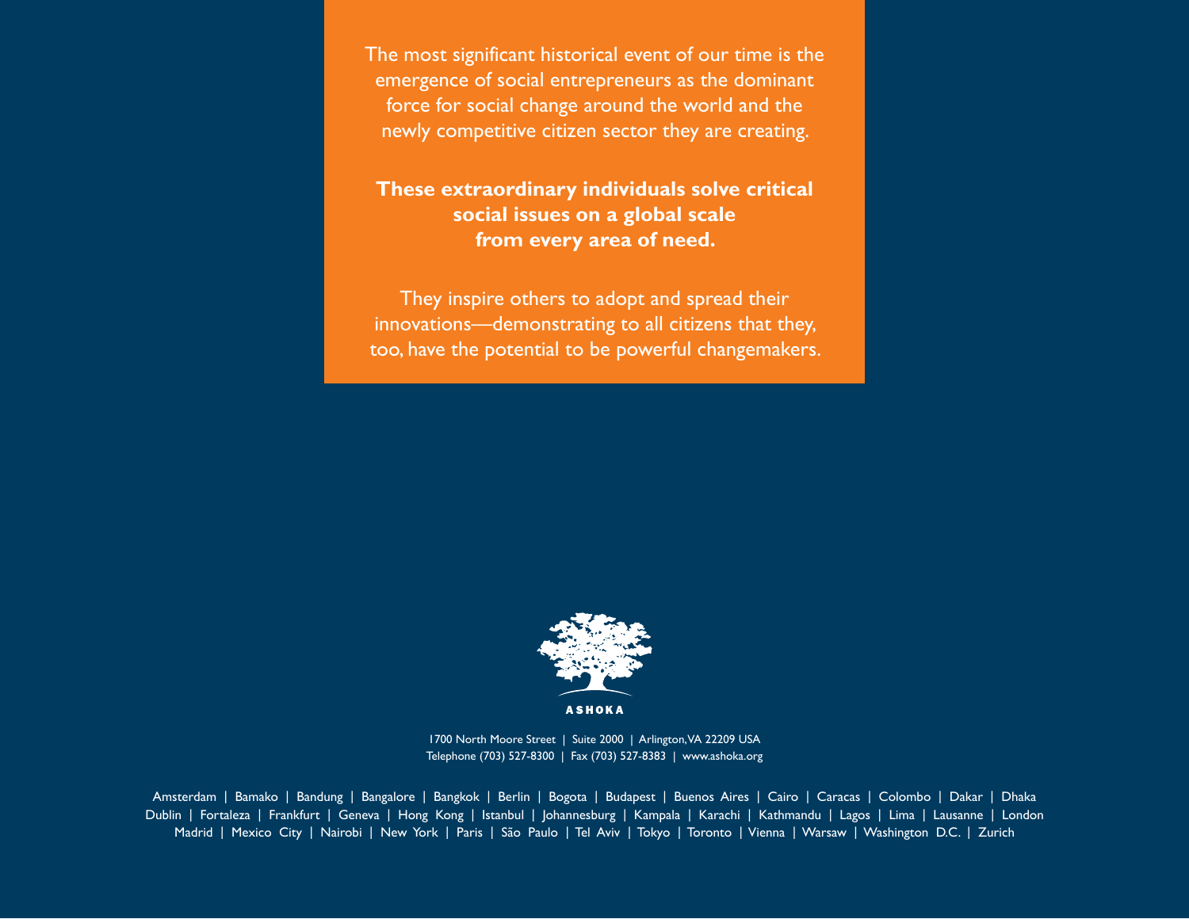The most significant historical event of our time is the emergence of social entrepreneurs as the dominant force for social change around the world and the newly competitive citizen sector they are creating.

**These extraordinary individuals solve critical social issues on a global scale from every area of need.**

They inspire others to adopt and spread their innovations—demonstrating to all citizens that they, too, have the potential to be powerful changemakers.

ASHOKA

1700 North Moore Street | Suite 2000 | Arlington, VA 22209 USA
Telephone (703) 527-8300 | Fax (703) 527-8383 | www.ashoka.org

Amsterdam | Bamako | Bandung | Bangalore | Bangkok | Berlin | Bogota | Budapest | Buenos Aires | Cairo | Caracas | Colombo | Dakar | Dhaka
Dublin | Fortaleza | Frankfurt | Geneva | Hong Kong | Istanbul | Johannesburg | Kampala | Karachi | Kathmandu | Lagos | Lima | Lausanne | London
Madrid | Mexico City | Nairobi | New York | Paris | São Paulo | Tel Aviv | Tokyo | Toronto | Vienna | Warsaw | Washington D.C. | Zurich